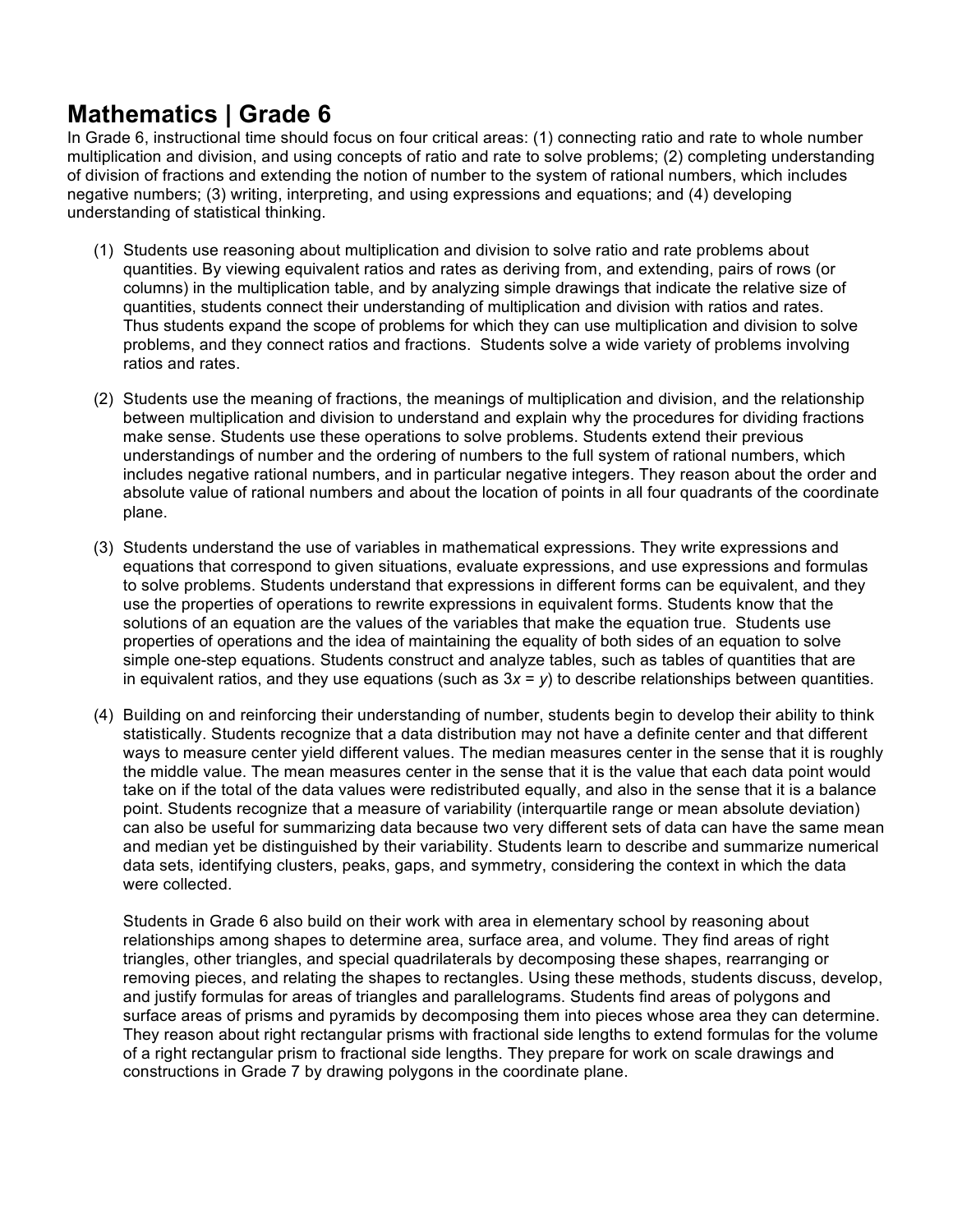# Mathematics | Grade 6

In Grade 6, instructional time should focus on four critical areas: (1) connecting ratio and rate to whole number multiplication and division, and using concepts of ratio and rate to solve problems; (2) completing understanding of division of fractions and extending the notion of number to the system of rational numbers, which includes negative numbers; (3) writing, interpreting, and using expressions and equations; and (4) developing understanding of statistical thinking.

(1) Students use reasoning about multiplication and division to solve ratio and rate problems about quantities. By viewing equivalent ratios and rates as deriving from, and extending, pairs of rows (or columns) in the multiplication table, and by analyzing simple drawings that indicate the relative size of quantities, students connect their understanding of multiplication and division with ratios and rates. Thus students expand the scope of problems for which they can use multiplication and division to solve problems, and they connect ratios and fractions. Students solve a wide variety of problems involving ratios and rates.

(2) Students use the meaning of fractions, the meanings of multiplication and division, and the relationship between multiplication and division to understand and explain why the procedures for dividing fractions make sense. Students use these operations to solve problems. Students extend their previous understandings of number and the ordering of numbers to the full system of rational numbers, which includes negative rational numbers, and in particular negative integers. They reason about the order and absolute value of rational numbers and about the location of points in all four quadrants of the coordinate plane.

(3) Students understand the use of variables in mathematical expressions. They write expressions and equations that correspond to given situations, evaluate expressions, and use expressions and formulas to solve problems. Students understand that expressions in different forms can be equivalent, and they use the properties of operations to rewrite expressions in equivalent forms. Students know that the solutions of an equation are the values of the variables that make the equation true. Students use properties of operations and the idea of maintaining the equality of both sides of an equation to solve simple one-step equations. Students construct and analyze tables, such as tables of quantities that are in equivalent ratios, and they use equations (such as $3x = y$) to describe relationships between quantities.

(4) Building on and reinforcing their understanding of number, students begin to develop their ability to think statistically. Students recognize that a data distribution may not have a definite center and that different ways to measure center yield different values. The median measures center in the sense that it is roughly the middle value. The mean measures center in the sense that it is the value that each data point would take on if the total of the data values were redistributed equally, and also in the sense that it is a balance point. Students recognize that a measure of variability (interquartile range or mean absolute deviation) can also be useful for summarizing data because two very different sets of data can have the same mean and median yet be distinguished by their variability. Students learn to describe and summarize numerical data sets, identifying clusters, peaks, gaps, and symmetry, considering the context in which the data were collected.

Students in Grade 6 also build on their work with area in elementary school by reasoning about relationships among shapes to determine area, surface area, and volume. They find areas of right triangles, other triangles, and special quadrilaterals by decomposing these shapes, rearranging or removing pieces, and relating the shapes to rectangles. Using these methods, students discuss, develop, and justify formulas for areas of triangles and parallelograms. Students find areas of polygons and surface areas of prisms and pyramids by decomposing them into pieces whose area they can determine. They reason about right rectangular prisms with fractional side lengths to extend formulas for the volume of a right rectangular prism to fractional side lengths. They prepare for work on scale drawings and constructions in Grade 7 by drawing polygons in the coordinate plane.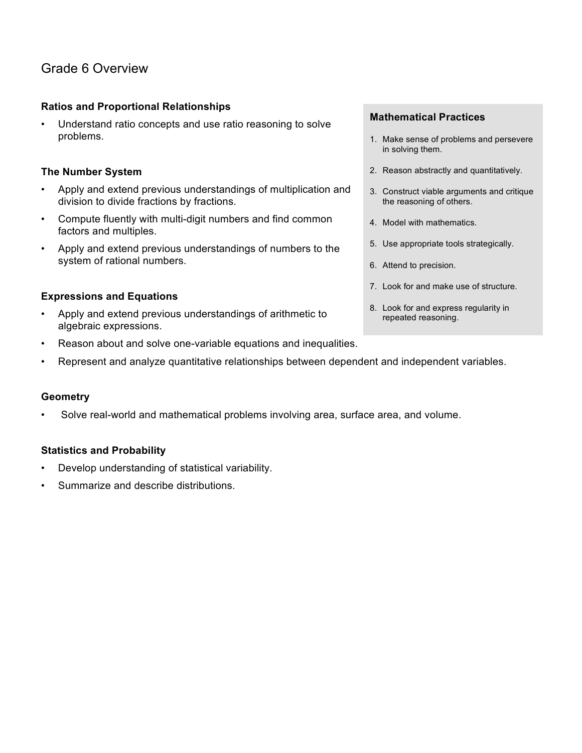# Grade 6 Overview

**Ratios and Proportional Relationships**

- Understand ratio concepts and use ratio reasoning to solve problems.

**The Number System**

- Apply and extend previous understandings of multiplication and division to divide fractions by fractions.
- Compute fluently with multi-digit numbers and find common factors and multiples.
- Apply and extend previous understandings of numbers to the system of rational numbers.

**Expressions and Equations**

- Apply and extend previous understandings of arithmetic to algebraic expressions.
- Reason about and solve one-variable equations and inequalities.
- Represent and analyze quantitative relationships between dependent and independent variables.

**Geometry**

- Solve real-world and mathematical problems involving area, surface area, and volume.

**Statistics and Probability**

- Develop understanding of statistical variability.
- Summarize and describe distributions.

**Mathematical Practices**

1. Make sense of problems and persevere in solving them.
2. Reason abstractly and quantitatively.
3. Construct viable arguments and critique the reasoning of others.
4. Model with mathematics.
5. Use appropriate tools strategically.
6. Attend to precision.
7. Look for and make use of structure.
8. Look for and express regularity in repeated reasoning.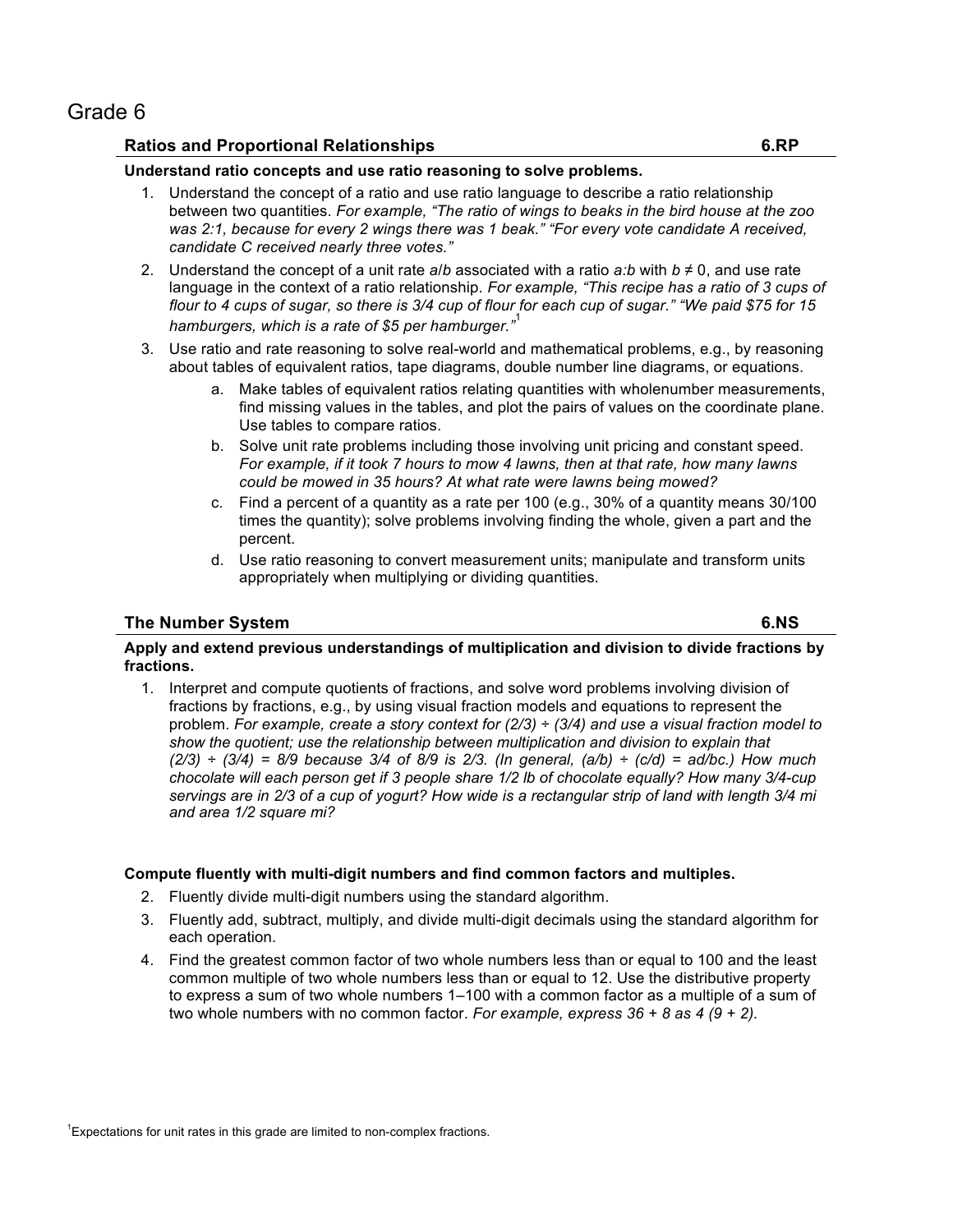# Grade 6

## Ratios and Proportional Relationships 6.RP

**Understand ratio concepts and use ratio reasoning to solve problems.**

1. Understand the concept of a ratio and use ratio language to describe a ratio relationship between two quantities. *For example, "The ratio of wings to beaks in the bird house at the zoo was 2:1, because for every 2 wings there was 1 beak." "For every vote candidate A received, candidate C received nearly three votes."*
2. Understand the concept of a unit rate $a/b$ associated with a ratio $a:b$ with $b \neq 0$, and use rate language in the context of a ratio relationship. *For example, "This recipe has a ratio of 3 cups of flour to 4 cups of sugar, so there is 3/4 cup of flour for each cup of sugar." "We paid $75 for 15 hamburgers, which is a rate of $5 per hamburger."*[1]
3. Use ratio and rate reasoning to solve real-world and mathematical problems, e.g., by reasoning about tables of equivalent ratios, tape diagrams, double number line diagrams, or equations.
   a. Make tables of equivalent ratios relating quantities with wholenumber measurements, find missing values in the tables, and plot the pairs of values on the coordinate plane. Use tables to compare ratios.
   b. Solve unit rate problems including those involving unit pricing and constant speed. *For example, if it took 7 hours to mow 4 lawns, then at that rate, how many lawns could be mowed in 35 hours? At what rate were lawns being mowed?*
   c. Find a percent of a quantity as a rate per 100 (e.g., 30% of a quantity means 30/100 times the quantity); solve problems involving finding the whole, given a part and the percent.
   d. Use ratio reasoning to convert measurement units; manipulate and transform units appropriately when multiplying or dividing quantities.

## The Number System 6.NS

**Apply and extend previous understandings of multiplication and division to divide fractions by fractions.**

1. Interpret and compute quotients of fractions, and solve word problems involving division of fractions by fractions, e.g., by using visual fraction models and equations to represent the problem. *For example, create a story context for $(2/3) \div (3/4)$ and use a visual fraction model to show the quotient; use the relationship between multiplication and division to explain that $(2/3) \div (3/4) = 8/9$ because 3/4 of 8/9 is 2/3. (In general, $(a/b) \div (c/d) = ad/bc$.) How much chocolate will each person get if 3 people share 1/2 lb of chocolate equally? How many 3/4-cup servings are in 2/3 of a cup of yogurt? How wide is a rectangular strip of land with length 3/4 mi and area 1/2 square mi?*

**Compute fluently with multi-digit numbers and find common factors and multiples.**

2. Fluently divide multi-digit numbers using the standard algorithm.
3. Fluently add, subtract, multiply, and divide multi-digit decimals using the standard algorithm for each operation.
4. Find the greatest common factor of two whole numbers less than or equal to 100 and the least common multiple of two whole numbers less than or equal to 12. Use the distributive property to express a sum of two whole numbers 1–100 with a common factor as a multiple of a sum of two whole numbers with no common factor. *For example, express 36 + 8 as 4 (9 + 2).*

[1] Expectations for unit rates in this grade are limited to non-complex fractions.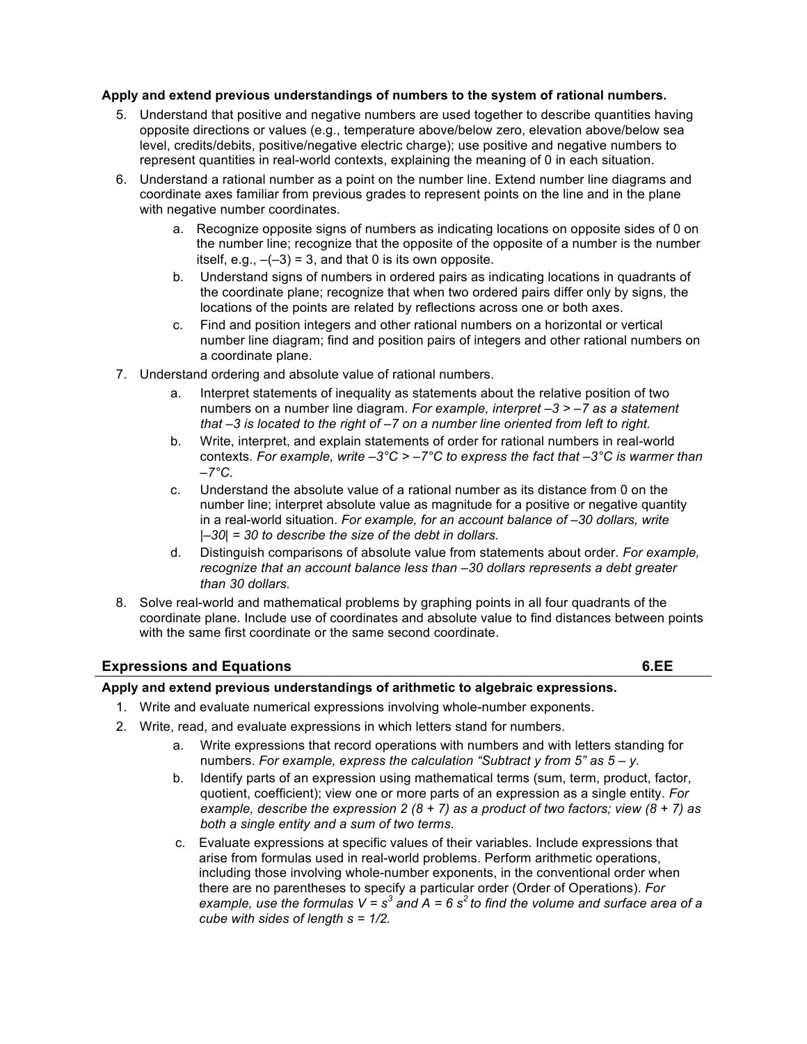**Apply and extend previous understandings of numbers to the system of rational numbers.**

5. Understand that positive and negative numbers are used together to describe quantities having opposite directions or values (e.g., temperature above/below zero, elevation above/below sea level, credits/debits, positive/negative electric charge); use positive and negative numbers to represent quantities in real-world contexts, explaining the meaning of 0 in each situation.
6. Understand a rational number as a point on the number line. Extend number line diagrams and coordinate axes familiar from previous grades to represent points on the line and in the plane with negative number coordinates.
   a. Recognize opposite signs of numbers as indicating locations on opposite sides of 0 on the number line; recognize that the opposite of the opposite of a number is the number itself, e.g., $-(-3) = 3$, and that 0 is its own opposite.
   b. Understand signs of numbers in ordered pairs as indicating locations in quadrants of the coordinate plane; recognize that when two ordered pairs differ only by signs, the locations of the points are related by reflections across one or both axes.
   c. Find and position integers and other rational numbers on a horizontal or vertical number line diagram; find and position pairs of integers and other rational numbers on a coordinate plane.
7. Understand ordering and absolute value of rational numbers.
   a. Interpret statements of inequality as statements about the relative position of two numbers on a number line diagram. *For example, interpret $-3 > -7$ as a statement that $-3$ is located to the right of $-7$ on a number line oriented from left to right.*
   b. Write, interpret, and explain statements of order for rational numbers in real-world contexts. *For example, write $-3°C > -7°C$ to express the fact that $-3°C$ is warmer than $-7°C$.*
   c. Understand the absolute value of a rational number as its distance from 0 on the number line; interpret absolute value as magnitude for a positive or negative quantity in a real-world situation. *For example, for an account balance of $-30$ dollars, write $|-30| = 30$ to describe the size of the debt in dollars.*
   d. Distinguish comparisons of absolute value from statements about order. *For example, recognize that an account balance less than $-30$ dollars represents a debt greater than 30 dollars.*
8. Solve real-world and mathematical problems by graphing points in all four quadrants of the coordinate plane. Include use of coordinates and absolute value to find distances between points with the same first coordinate or the same second coordinate.

## Expressions and Equations 6.EE

**Apply and extend previous understandings of arithmetic to algebraic expressions.**

1. Write and evaluate numerical expressions involving whole-number exponents.
2. Write, read, and evaluate expressions in which letters stand for numbers.
   a. Write expressions that record operations with numbers and with letters standing for numbers. *For example, express the calculation "Subtract y from 5" as $5 - y$.*
   b. Identify parts of an expression using mathematical terms (sum, term, product, factor, quotient, coefficient); view one or more parts of an expression as a single entity. *For example, describe the expression $2(8 + 7)$ as a product of two factors; view $(8 + 7)$ as both a single entity and a sum of two terms.*
   c. Evaluate expressions at specific values of their variables. Include expressions that arise from formulas used in real-world problems. Perform arithmetic operations, including those involving whole-number exponents, in the conventional order when there are no parentheses to specify a particular order (Order of Operations). *For example, use the formulas $V = s^3$ and $A = 6s^2$ to find the volume and surface area of a cube with sides of length $s = 1/2$.*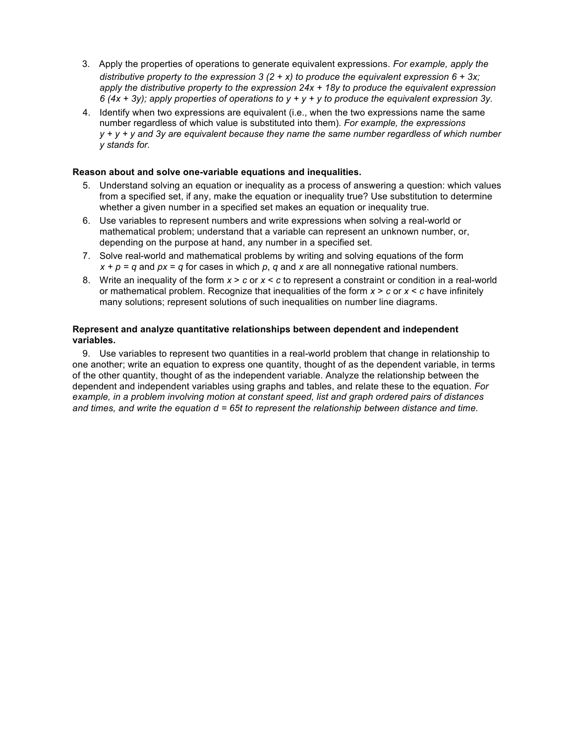3. Apply the properties of operations to generate equivalent expressions. *For example, apply the distributive property to the expression $3 (2 + x)$ to produce the equivalent expression $6 + 3x$; apply the distributive property to the expression $24x + 18y$ to produce the equivalent expression $6 (4x + 3y)$; apply properties of operations to $y + y + y$ to produce the equivalent expression $3y$.*
4. Identify when two expressions are equivalent (i.e., when the two expressions name the same number regardless of which value is substituted into them). *For example, the expressions $y + y + y$ and $3y$ are equivalent because they name the same number regardless of which number $y$ stands for.*

**Reason about and solve one-variable equations and inequalities.**

5. Understand solving an equation or inequality as a process of answering a question: which values from a specified set, if any, make the equation or inequality true? Use substitution to determine whether a given number in a specified set makes an equation or inequality true.
6. Use variables to represent numbers and write expressions when solving a real-world or mathematical problem; understand that a variable can represent an unknown number, or, depending on the purpose at hand, any number in a specified set.
7. Solve real-world and mathematical problems by writing and solving equations of the form $x + p = q$ and $px = q$ for cases in which $p$, $q$ and $x$ are all nonnegative rational numbers.
8. Write an inequality of the form $x > c$ or $x < c$ to represent a constraint or condition in a real-world or mathematical problem. Recognize that inequalities of the form $x > c$ or $x < c$ have infinitely many solutions; represent solutions of such inequalities on number line diagrams.

**Represent and analyze quantitative relationships between dependent and independent variables.**

9. Use variables to represent two quantities in a real-world problem that change in relationship to one another; write an equation to express one quantity, thought of as the dependent variable, in terms of the other quantity, thought of as the independent variable. Analyze the relationship between the dependent and independent variables using graphs and tables, and relate these to the equation. *For example, in a problem involving motion at constant speed, list and graph ordered pairs of distances and times, and write the equation $d = 65t$ to represent the relationship between distance and time.*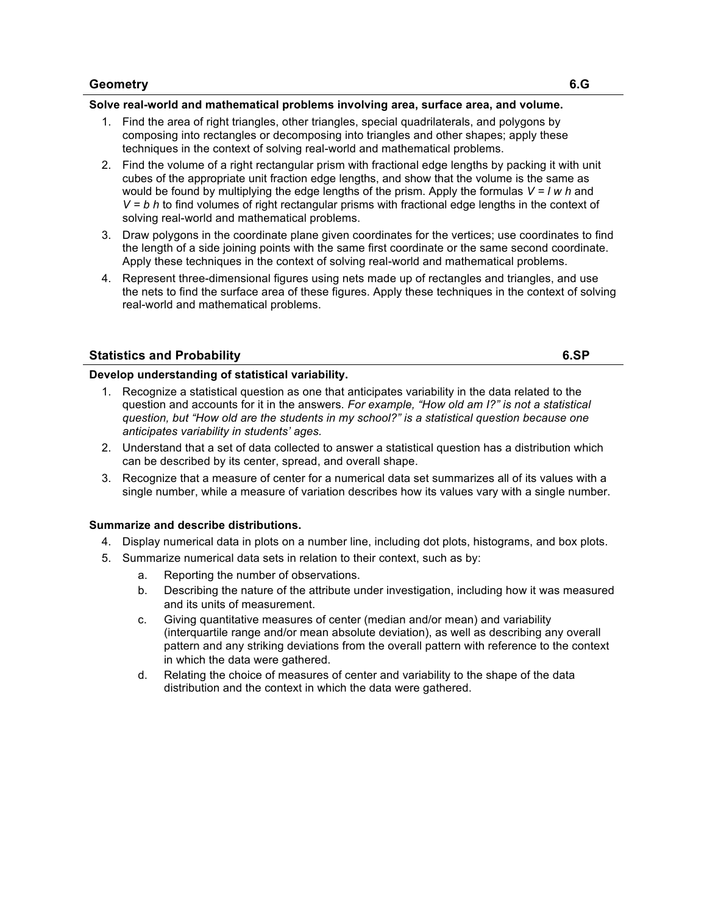## Geometry 6.G

**Solve real-world and mathematical problems involving area, surface area, and volume.**

1. Find the area of right triangles, other triangles, special quadrilaterals, and polygons by composing into rectangles or decomposing into triangles and other shapes; apply these techniques in the context of solving real-world and mathematical problems.
2. Find the volume of a right rectangular prism with fractional edge lengths by packing it with unit cubes of the appropriate unit fraction edge lengths, and show that the volume is the same as would be found by multiplying the edge lengths of the prism. Apply the formulas $V = l\ w\ h$ and $V = b\ h$ to find volumes of right rectangular prisms with fractional edge lengths in the context of solving real-world and mathematical problems.
3. Draw polygons in the coordinate plane given coordinates for the vertices; use coordinates to find the length of a side joining points with the same first coordinate or the same second coordinate. Apply these techniques in the context of solving real-world and mathematical problems.
4. Represent three-dimensional figures using nets made up of rectangles and triangles, and use the nets to find the surface area of these figures. Apply these techniques in the context of solving real-world and mathematical problems.

## Statistics and Probability 6.SP

**Develop understanding of statistical variability.**

1. Recognize a statistical question as one that anticipates variability in the data related to the question and accounts for it in the answers. *For example, "How old am I?" is not a statistical question, but "How old are the students in my school?" is a statistical question because one anticipates variability in students' ages.*
2. Understand that a set of data collected to answer a statistical question has a distribution which can be described by its center, spread, and overall shape.
3. Recognize that a measure of center for a numerical data set summarizes all of its values with a single number, while a measure of variation describes how its values vary with a single number.

**Summarize and describe distributions.**

4. Display numerical data in plots on a number line, including dot plots, histograms, and box plots.
5. Summarize numerical data sets in relation to their context, such as by:
   a. Reporting the number of observations.
   b. Describing the nature of the attribute under investigation, including how it was measured and its units of measurement.
   c. Giving quantitative measures of center (median and/or mean) and variability (interquartile range and/or mean absolute deviation), as well as describing any overall pattern and any striking deviations from the overall pattern with reference to the context in which the data were gathered.
   d. Relating the choice of measures of center and variability to the shape of the data distribution and the context in which the data were gathered.